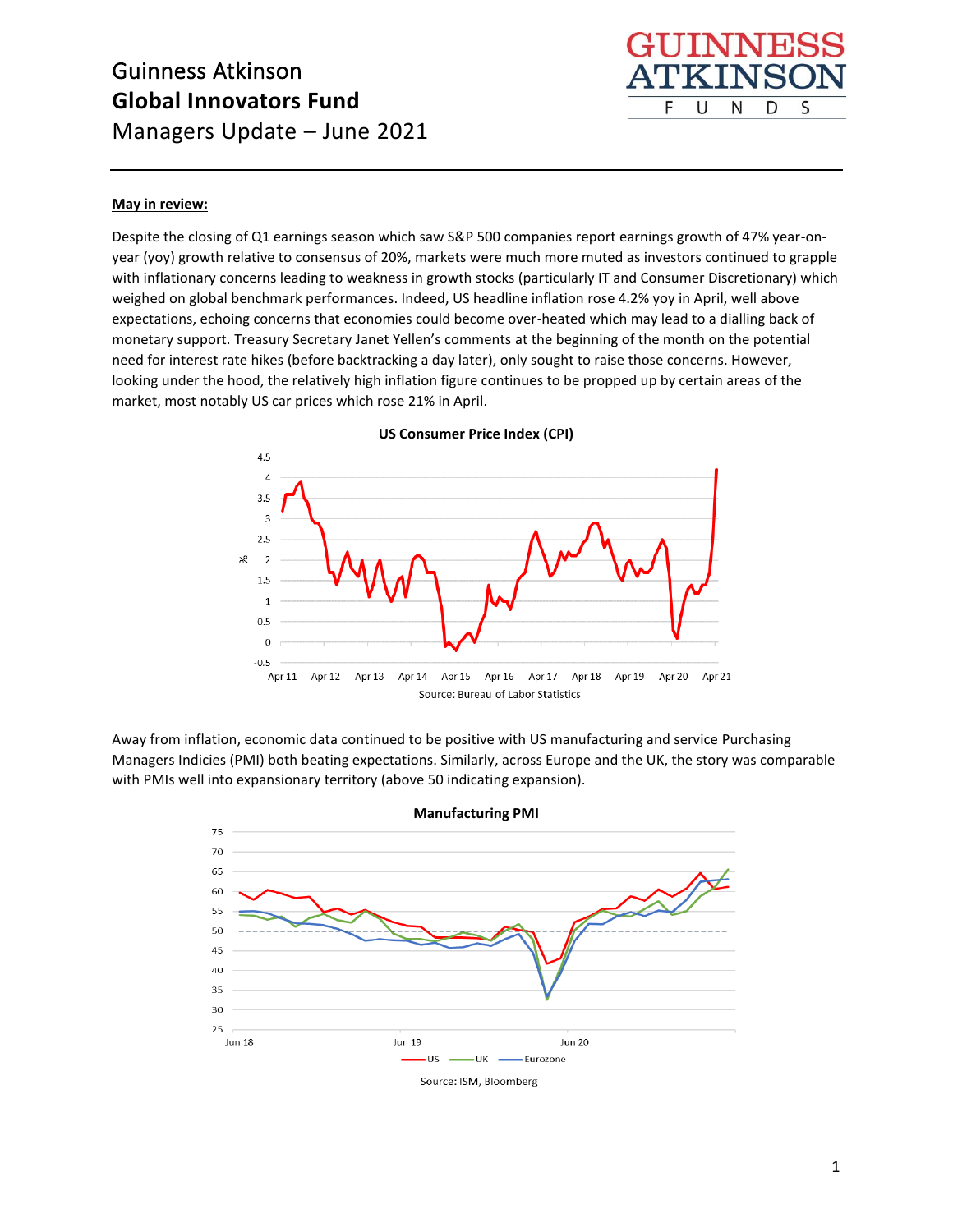# Guinness Atkinson
# **Global Innovators Fund**
# Managers Update – June 2021

**May in review:**

Despite the closing of Q1 earnings season which saw S&P 500 companies report earnings growth of 47% year-on-year (yoy) growth relative to consensus of 20%, markets were much more muted as investors continued to grapple with inflationary concerns leading to weakness in growth stocks (particularly IT and Consumer Discretionary) which weighed on global benchmark performances. Indeed, US headline inflation rose 4.2% yoy in April, well above expectations, echoing concerns that economies could become over-heated which may lead to a dialling back of monetary support. Treasury Secretary Janet Yellen's comments at the beginning of the month on the potential need for interest rate hikes (before backtracking a day later), only sought to raise those concerns. However, looking under the hood, the relatively high inflation figure continues to be propped up by certain areas of the market, most notably US car prices which rose 21% in April.

**US Consumer Price Index (CPI)**

Source: Bureau of Labor Statistics

Away from inflation, economic data continued to be positive with US manufacturing and service Purchasing Managers Indicies (PMI) both beating expectations. Similarly, across Europe and the UK, the story was comparable with PMIs well into expansionary territory (above 50 indicating expansion).

**Manufacturing PMI**

Source: ISM, Bloomberg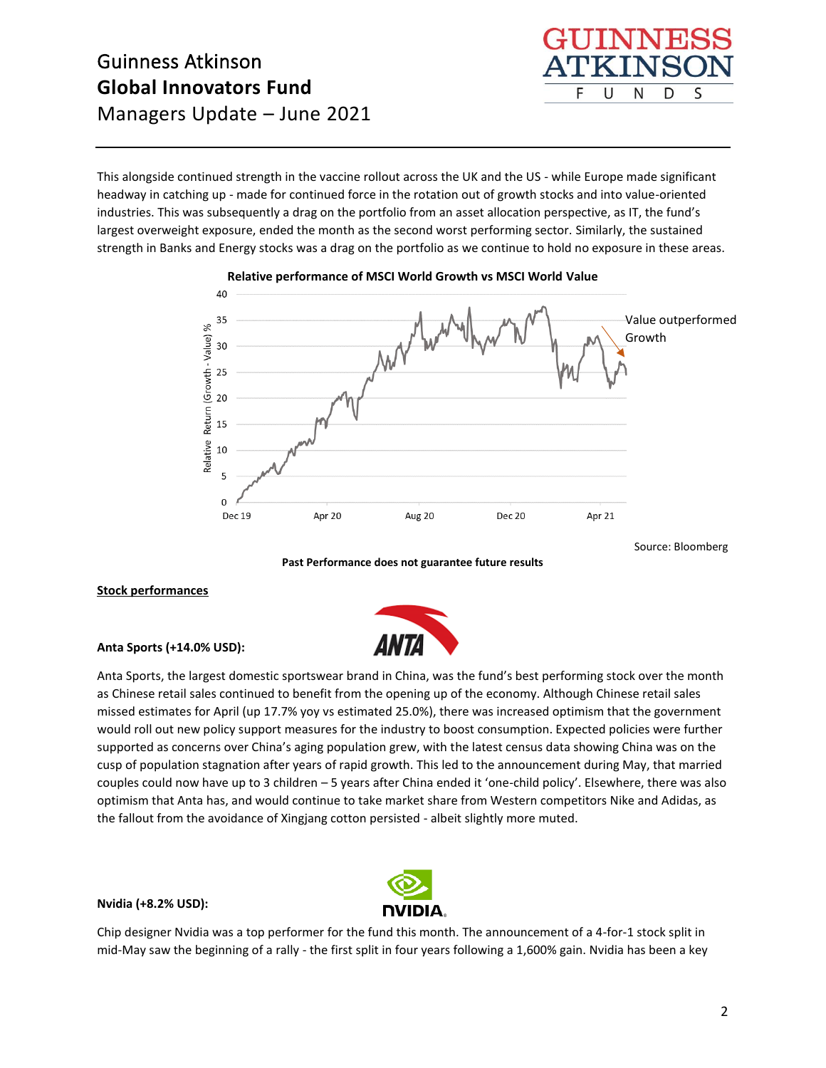This alongside continued strength in the vaccine rollout across the UK and the US - while Europe made significant headway in catching up - made for continued force in the rotation out of growth stocks and into value-oriented industries. This was subsequently a drag on the portfolio from an asset allocation perspective, as IT, the fund's largest overweight exposure, ended the month as the second worst performing sector. Similarly, the sustained strength in Banks and Energy stocks was a drag on the portfolio as we continue to hold no exposure in these areas.

**Relative performance of MSCI World Growth vs MSCI World Value**

Source: Bloomberg

**Past Performance does not guarantee future results**

**Stock performances**

**Anta Sports (+14.0% USD):**

Anta Sports, the largest domestic sportswear brand in China, was the fund's best performing stock over the month as Chinese retail sales continued to benefit from the opening up of the economy. Although Chinese retail sales missed estimates for April (up 17.7% yoy vs estimated 25.0%), there was increased optimism that the government would roll out new policy support measures for the industry to boost consumption. Expected policies were further supported as concerns over China's aging population grew, with the latest census data showing China was on the cusp of population stagnation after years of rapid growth. This led to the announcement during May, that married couples could now have up to 3 children – 5 years after China ended it 'one-child policy'. Elsewhere, there was also optimism that Anta has, and would continue to take market share from Western competitors Nike and Adidas, as the fallout from the avoidance of Xingjang cotton persisted - albeit slightly more muted.

**Nvidia (+8.2% USD):**

Chip designer Nvidia was a top performer for the fund this month. The announcement of a 4-for-1 stock split in mid-May saw the beginning of a rally - the first split in four years following a 1,600% gain. Nvidia has been a key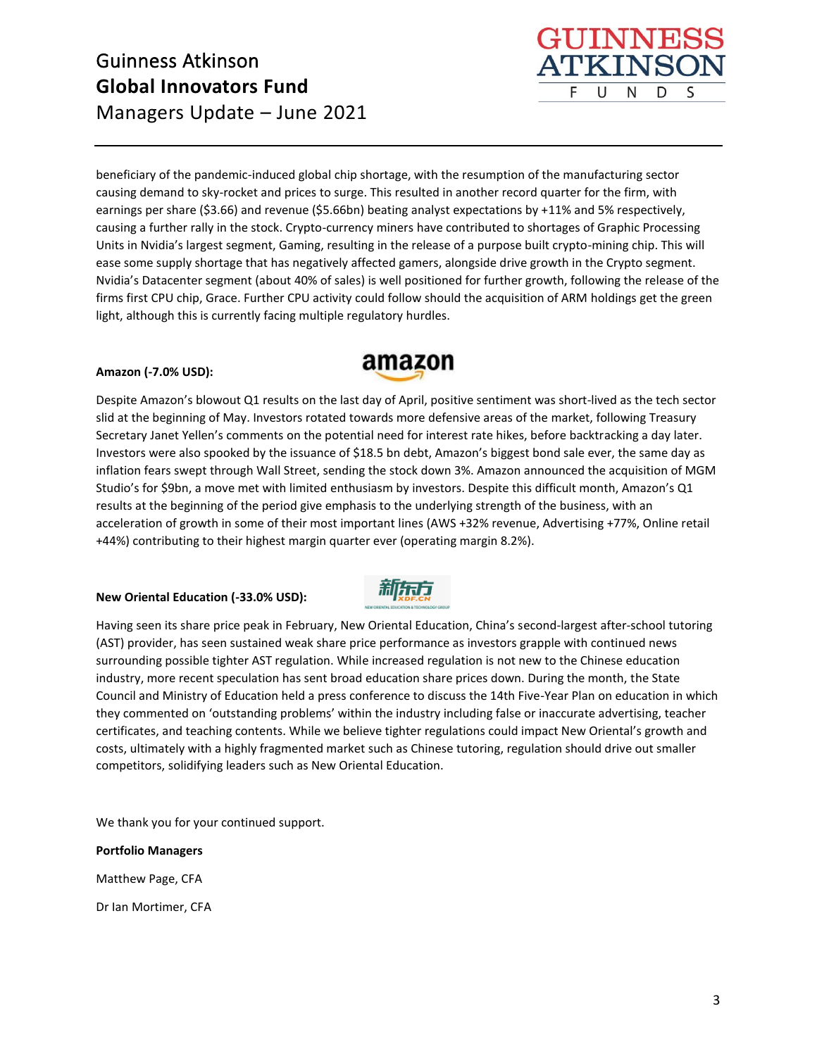beneficiary of the pandemic-induced global chip shortage, with the resumption of the manufacturing sector causing demand to sky-rocket and prices to surge. This resulted in another record quarter for the firm, with earnings per share ($3.66) and revenue ($5.66bn) beating analyst expectations by +11% and 5% respectively, causing a further rally in the stock. Crypto-currency miners have contributed to shortages of Graphic Processing Units in Nvidia's largest segment, Gaming, resulting in the release of a purpose built crypto-mining chip. This will ease some supply shortage that has negatively affected gamers, alongside drive growth in the Crypto segment. Nvidia's Datacenter segment (about 40% of sales) is well positioned for further growth, following the release of the firms first CPU chip, Grace. Further CPU activity could follow should the acquisition of ARM holdings get the green light, although this is currently facing multiple regulatory hurdles.

**Amazon (-7.0% USD):**

Despite Amazon's blowout Q1 results on the last day of April, positive sentiment was short-lived as the tech sector slid at the beginning of May. Investors rotated towards more defensive areas of the market, following Treasury Secretary Janet Yellen's comments on the potential need for interest rate hikes, before backtracking a day later. Investors were also spooked by the issuance of $18.5 bn debt, Amazon's biggest bond sale ever, the same day as inflation fears swept through Wall Street, sending the stock down 3%. Amazon announced the acquisition of MGM Studio's for $9bn, a move met with limited enthusiasm by investors. Despite this difficult month, Amazon's Q1 results at the beginning of the period give emphasis to the underlying strength of the business, with an acceleration of growth in some of their most important lines (AWS +32% revenue, Advertising +77%, Online retail +44%) contributing to their highest margin quarter ever (operating margin 8.2%).

**New Oriental Education (-33.0% USD):**

Having seen its share price peak in February, New Oriental Education, China's second-largest after-school tutoring (AST) provider, has seen sustained weak share price performance as investors grapple with continued news surrounding possible tighter AST regulation. While increased regulation is not new to the Chinese education industry, more recent speculation has sent broad education share prices down. During the month, the State Council and Ministry of Education held a press conference to discuss the 14th Five-Year Plan on education in which they commented on 'outstanding problems' within the industry including false or inaccurate advertising, teacher certificates, and teaching contents. While we believe tighter regulations could impact New Oriental's growth and costs, ultimately with a highly fragmented market such as Chinese tutoring, regulation should drive out smaller competitors, solidifying leaders such as New Oriental Education.

We thank you for your continued support.

**Portfolio Managers**

Matthew Page, CFA

Dr Ian Mortimer, CFA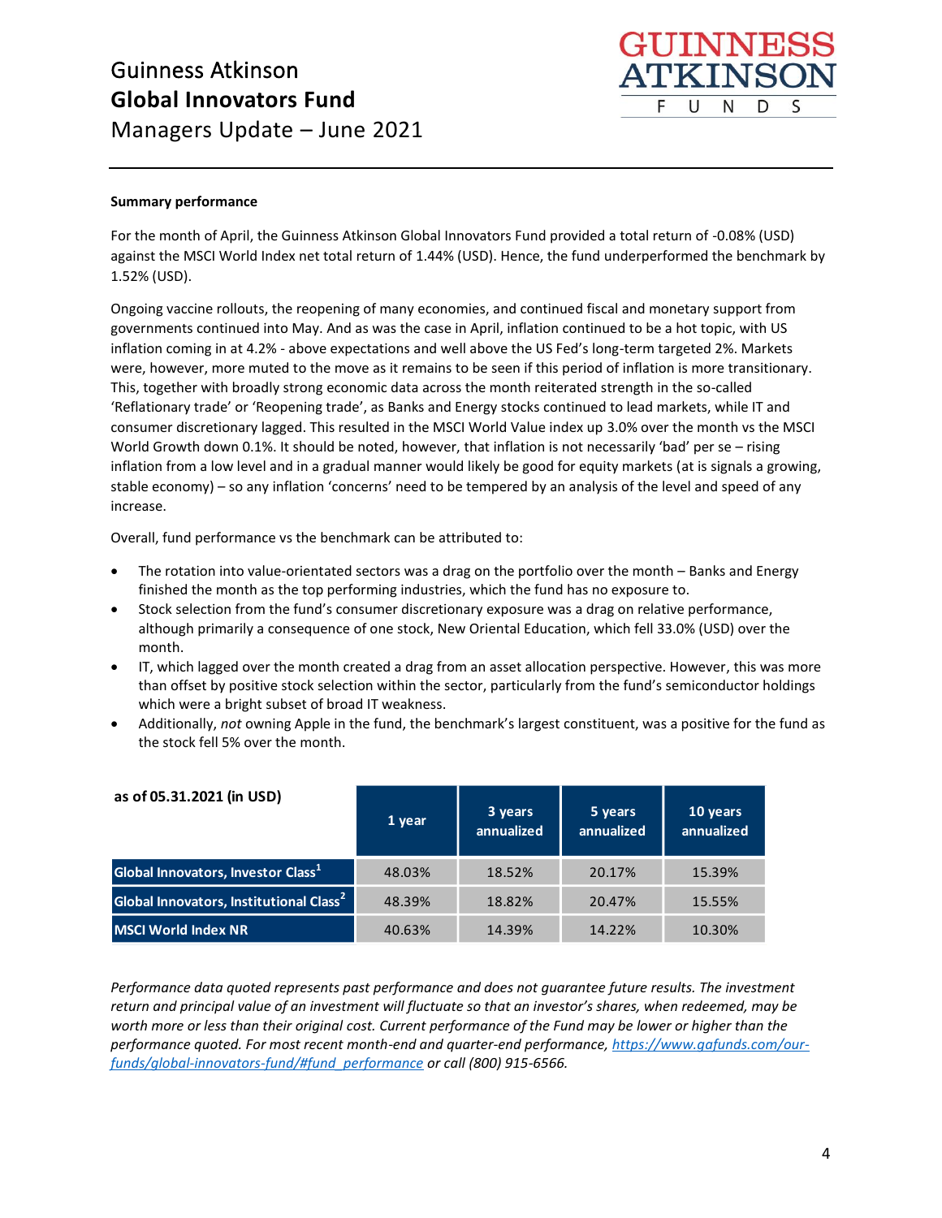# Guinness Atkinson
## Global Innovators Fund
Managers Update – June 2021

**Summary performance**

For the month of April, the Guinness Atkinson Global Innovators Fund provided a total return of -0.08% (USD) against the MSCI World Index net total return of 1.44% (USD). Hence, the fund underperformed the benchmark by 1.52% (USD).

Ongoing vaccine rollouts, the reopening of many economies, and continued fiscal and monetary support from governments continued into May. And as was the case in April, inflation continued to be a hot topic, with US inflation coming in at 4.2% - above expectations and well above the US Fed's long-term targeted 2%. Markets were, however, more muted to the move as it remains to be seen if this period of inflation is more transitionary. This, together with broadly strong economic data across the month reiterated strength in the so-called 'Reflationary trade' or 'Reopening trade', as Banks and Energy stocks continued to lead markets, while IT and consumer discretionary lagged. This resulted in the MSCI World Value index up 3.0% over the month vs the MSCI World Growth down 0.1%. It should be noted, however, that inflation is not necessarily 'bad' per se – rising inflation from a low level and in a gradual manner would likely be good for equity markets (at is signals a growing, stable economy) – so any inflation 'concerns' need to be tempered by an analysis of the level and speed of any increase.

Overall, fund performance vs the benchmark can be attributed to:

- The rotation into value-orientated sectors was a drag on the portfolio over the month – Banks and Energy finished the month as the top performing industries, which the fund has no exposure to.
- Stock selection from the fund's consumer discretionary exposure was a drag on relative performance, although primarily a consequence of one stock, New Oriental Education, which fell 33.0% (USD) over the month.
- IT, which lagged over the month created a drag from an asset allocation perspective. However, this was more than offset by positive stock selection within the sector, particularly from the fund's semiconductor holdings which were a bright subset of broad IT weakness.
- Additionally, *not* owning Apple in the fund, the benchmark's largest constituent, was a positive for the fund as the stock fell 5% over the month.

| as of 05.31.2021 (in USD) | 1 year | 3 years annualized | 5 years annualized | 10 years annualized |
|---|---|---|---|---|
| Global Innovators, Investor Class[1] | 48.03% | 18.52% | 20.17% | 15.39% |
| Global Innovators, Institutional Class[2] | 48.39% | 18.82% | 20.47% | 15.55% |
| MSCI World Index NR | 40.63% | 14.39% | 14.22% | 10.30% |

*Performance data quoted represents past performance and does not guarantee future results. The investment return and principal value of an investment will fluctuate so that an investor's shares, when redeemed, may be worth more or less than their original cost. Current performance of the Fund may be lower or higher than the performance quoted. For most recent month-end and quarter-end performance, https://www.gafunds.com/our-funds/global-innovators-fund/#fund_performance or call (800) 915-6566.*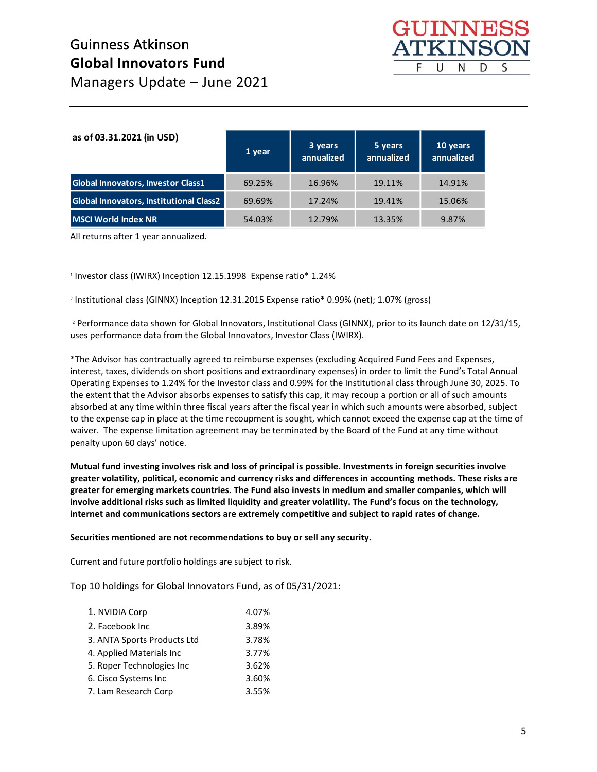# Guinness Atkinson

# Global Innovators Fund

## Managers Update – June 2021

| as of 03.31.2021 (in USD) | 1 year | 3 years annualized | 5 years annualized | 10 years annualized |
|---|---|---|---|---|
| Global Innovators, Investor Class1 | 69.25% | 16.96% | 19.11% | 14.91% |
| Global Innovators, Institutional Class2 | 69.69% | 17.24% | 19.41% | 15.06% |
| MSCI World Index NR | 54.03% | 12.79% | 13.35% | 9.87% |

All returns after 1 year annualized.

[1] Investor class (IWIRX) Inception 12.15.1998 Expense ratio* 1.24%

[2] Institutional class (GINNX) Inception 12.31.2015 Expense ratio* 0.99% (net); 1.07% (gross)

[2] Performance data shown for Global Innovators, Institutional Class (GINNX), prior to its launch date on 12/31/15, uses performance data from the Global Innovators, Investor Class (IWIRX).

*The Advisor has contractually agreed to reimburse expenses (excluding Acquired Fund Fees and Expenses, interest, taxes, dividends on short positions and extraordinary expenses) in order to limit the Fund's Total Annual Operating Expenses to 1.24% for the Investor class and 0.99% for the Institutional class through June 30, 2025. To the extent that the Advisor absorbs expenses to satisfy this cap, it may recoup a portion or all of such amounts absorbed at any time within three fiscal years after the fiscal year in which such amounts were absorbed, subject to the expense cap in place at the time recoupment is sought, which cannot exceed the expense cap at the time of waiver. The expense limitation agreement may be terminated by the Board of the Fund at any time without penalty upon 60 days' notice.

**Mutual fund investing involves risk and loss of principal is possible. Investments in foreign securities involve greater volatility, political, economic and currency risks and differences in accounting methods. These risks are greater for emerging markets countries. The Fund also invests in medium and smaller companies, which will involve additional risks such as limited liquidity and greater volatility. The Fund's focus on the technology, internet and communications sectors are extremely competitive and subject to rapid rates of change.**

**Securities mentioned are not recommendations to buy or sell any security.**

Current and future portfolio holdings are subject to risk.

Top 10 holdings for Global Innovators Fund, as of 05/31/2021:

| | |
|---|---|
| 1. NVIDIA Corp | 4.07% |
| 2. Facebook Inc | 3.89% |
| 3. ANTA Sports Products Ltd | 3.78% |
| 4. Applied Materials Inc | 3.77% |
| 5. Roper Technologies Inc | 3.62% |
| 6. Cisco Systems Inc | 3.60% |
| 7. Lam Research Corp | 3.55% |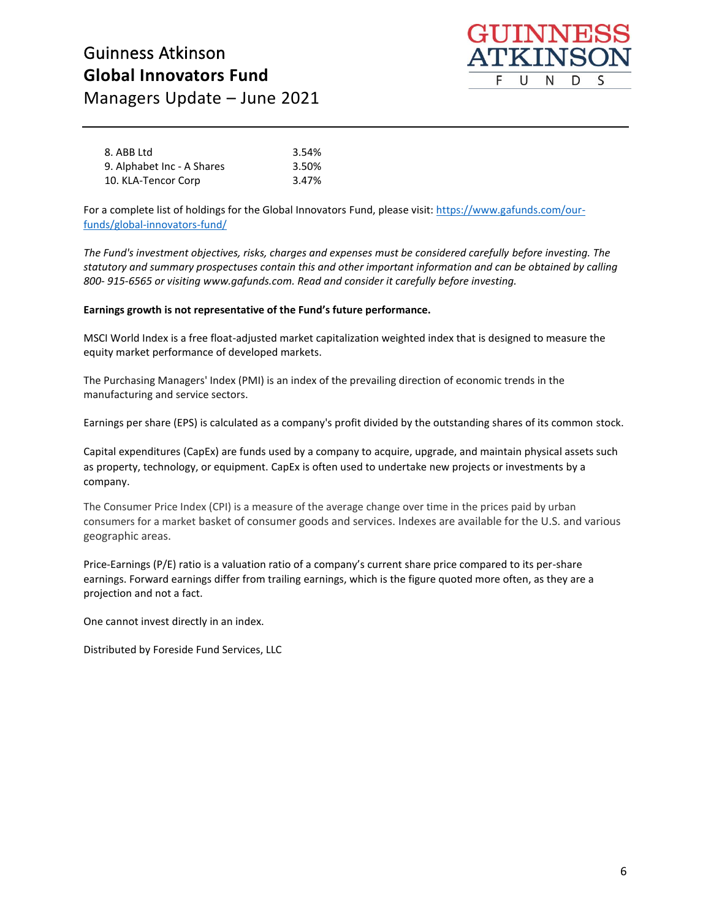| | |
|---|---|
| 8. ABB Ltd | 3.54% |
| 9. Alphabet Inc - A Shares | 3.50% |
| 10. KLA-Tencor Corp | 3.47% |

For a complete list of holdings for the Global Innovators Fund, please visit: [https://www.gafunds.com/our-funds/global-innovators-fund/](https://www.gafunds.com/our-funds/global-innovators-fund/)

*The Fund's investment objectives, risks, charges and expenses must be considered carefully before investing. The statutory and summary prospectuses contain this and other important information and can be obtained by calling 800- 915-6565 or visiting www.gafunds.com. Read and consider it carefully before investing.*

**Earnings growth is not representative of the Fund's future performance.**

MSCI World Index is a free float-adjusted market capitalization weighted index that is designed to measure the equity market performance of developed markets.

The Purchasing Managers' Index (PMI) is an index of the prevailing direction of economic trends in the manufacturing and service sectors.

Earnings per share (EPS) is calculated as a company's profit divided by the outstanding shares of its common stock.

Capital expenditures (CapEx) are funds used by a company to acquire, upgrade, and maintain physical assets such as property, technology, or equipment. CapEx is often used to undertake new projects or investments by a company.

The Consumer Price Index (CPI) is a measure of the average change over time in the prices paid by urban consumers for a market basket of consumer goods and services. Indexes are available for the U.S. and various geographic areas.

Price-Earnings (P/E) ratio is a valuation ratio of a company's current share price compared to its per-share earnings. Forward earnings differ from trailing earnings, which is the figure quoted more often, as they are a projection and not a fact.

One cannot invest directly in an index.

Distributed by Foreside Fund Services, LLC